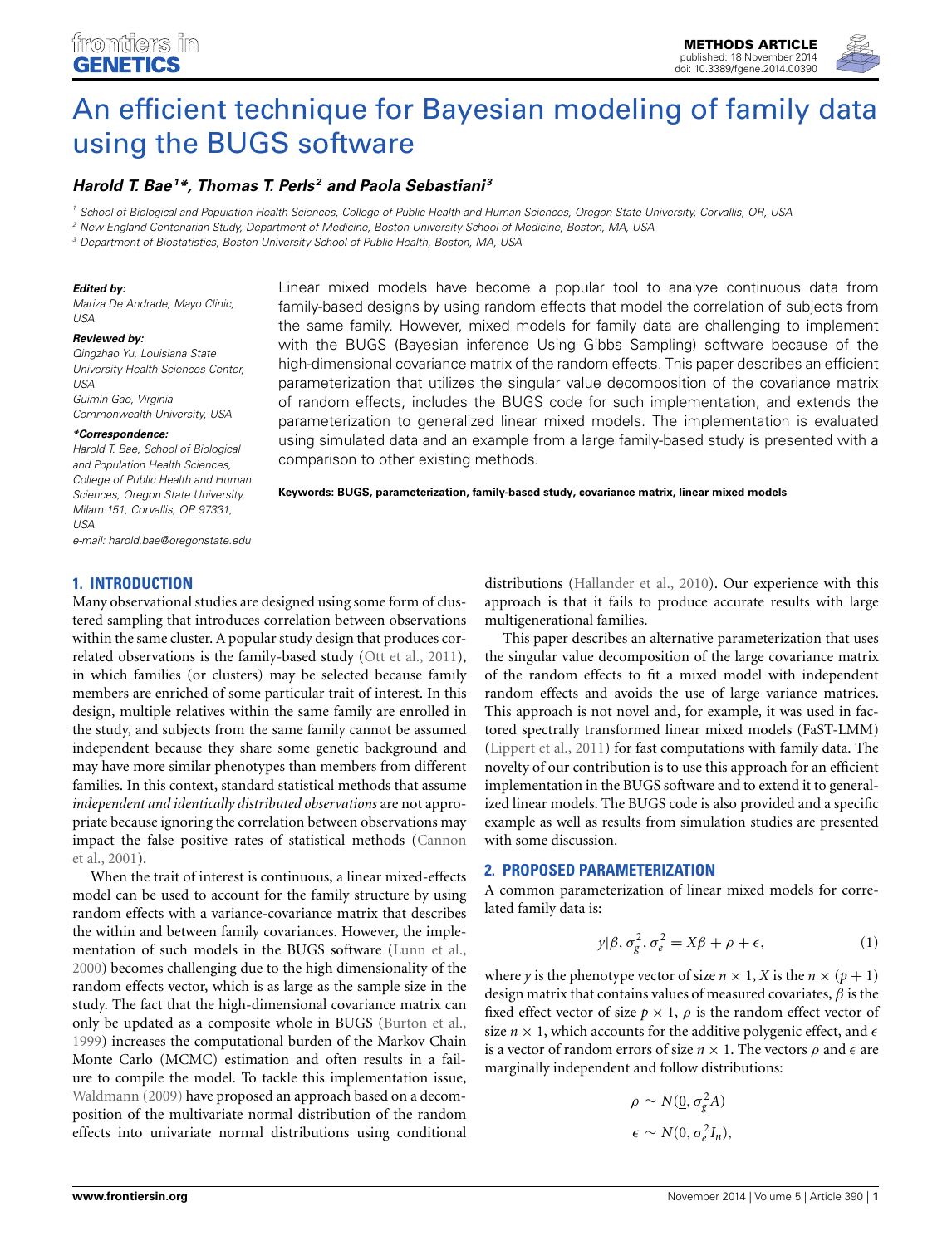METHODS ARTICLE
published: 18 November 2014
doi: 10.3389/fgene.2014.00390

# An efficient technique for Bayesian modeling of family data using the BUGS software

**Harold T. Bae[1]*, Thomas T. Perls[2] and Paola Sebastiani[3]**

[1] School of Biological and Population Health Sciences, College of Public Health and Human Sciences, Oregon State University, Corvallis, OR, USA
[2] New England Centenarian Study, Department of Medicine, Boston University School of Medicine, Boston, MA, USA
[3] Department of Biostatistics, Boston University School of Public Health, Boston, MA, USA

***Edited by:***
Mariza De Andrade, Mayo Clinic, USA

***Reviewed by:***
Qingzhao Yu, Louisiana State University Health Sciences Center, USA
Guimin Gao, Virginia Commonwealth University, USA

***\*Correspondence:***
Harold T. Bae, School of Biological and Population Health Sciences, College of Public Health and Human Sciences, Oregon State University, Milam 151, Corvallis, OR 97331, USA
e-mail: harold.bae@oregonstate.edu

Linear mixed models have become a popular tool to analyze continuous data from family-based designs by using random effects that model the correlation of subjects from the same family. However, mixed models for family data are challenging to implement with the BUGS (Bayesian inference Using Gibbs Sampling) software because of the high-dimensional covariance matrix of the random effects. This paper describes an efficient parameterization that utilizes the singular value decomposition of the covariance matrix of random effects, includes the BUGS code for such implementation, and extends the parameterization to generalized linear mixed models. The implementation is evaluated using simulated data and an example from a large family-based study is presented with a comparison to other existing methods.

**Keywords: BUGS, parameterization, family-based study, covariance matrix, linear mixed models**

## 1. INTRODUCTION

Many observational studies are designed using some form of clustered sampling that introduces correlation between observations within the same cluster. A popular study design that produces correlated observations is the family-based study (Ott et al., 2011), in which families (or clusters) may be selected because family members are enriched of some particular trait of interest. In this design, multiple relatives within the same family are enrolled in the study, and subjects from the same family cannot be assumed independent because they share some genetic background and may have more similar phenotypes than members from different families. In this context, standard statistical methods that assume *independent and identically distributed observations* are not appropriate because ignoring the correlation between observations may impact the false positive rates of statistical methods (Cannon et al., 2001).

When the trait of interest is continuous, a linear mixed-effects model can be used to account for the family structure by using random effects with a variance-covariance matrix that describes the within and between family covariances. However, the implementation of such models in the BUGS software (Lunn et al., 2000) becomes challenging due to the high dimensionality of the random effects vector, which is as large as the sample size in the study. The fact that the high-dimensional covariance matrix can only be updated as a composite whole in BUGS (Burton et al., 1999) increases the computational burden of the Markov Chain Monte Carlo (MCMC) estimation and often results in a failure to compile the model. To tackle this implementation issue, Waldmann (2009) have proposed an approach based on a decomposition of the multivariate normal distribution of the random effects into univariate normal distributions using conditional distributions (Hallander et al., 2010). Our experience with this approach is that it fails to produce accurate results with large multigenerational families.

This paper describes an alternative parameterization that uses the singular value decomposition of the large covariance matrix of the random effects to fit a mixed model with independent random effects and avoids the use of large variance matrices. This approach is not novel and, for example, it was used in factored spectrally transformed linear mixed models (FaST-LMM) (Lippert et al., 2011) for fast computations with family data. The novelty of our contribution is to use this approach for an efficient implementation in the BUGS software and to extend it to generalized linear models. The BUGS code is also provided and a specific example as well as results from simulation studies are presented with some discussion.

## 2. PROPOSED PARAMETERIZATION

A common parameterization of linear mixed models for correlated family data is:

$$y|\beta, \sigma_g^2, \sigma_e^2 = X\beta + \rho + \epsilon, \tag{1}$$

where $y$ is the phenotype vector of size $n \times 1$, $X$ is the $n \times (p + 1)$ design matrix that contains values of measured covariates, $\beta$ is the fixed effect vector of size $p \times 1$, $\rho$ is the random effect vector of size $n \times 1$, which accounts for the additive polygenic effect, and $\epsilon$ is a vector of random errors of size $n \times 1$. The vectors $\rho$ and $\epsilon$ are marginally independent and follow distributions:

$$\rho \sim N(\underline{0}, \sigma_g^2 A)$$
$$\epsilon \sim N(\underline{0}, \sigma_e^2 I_n),$$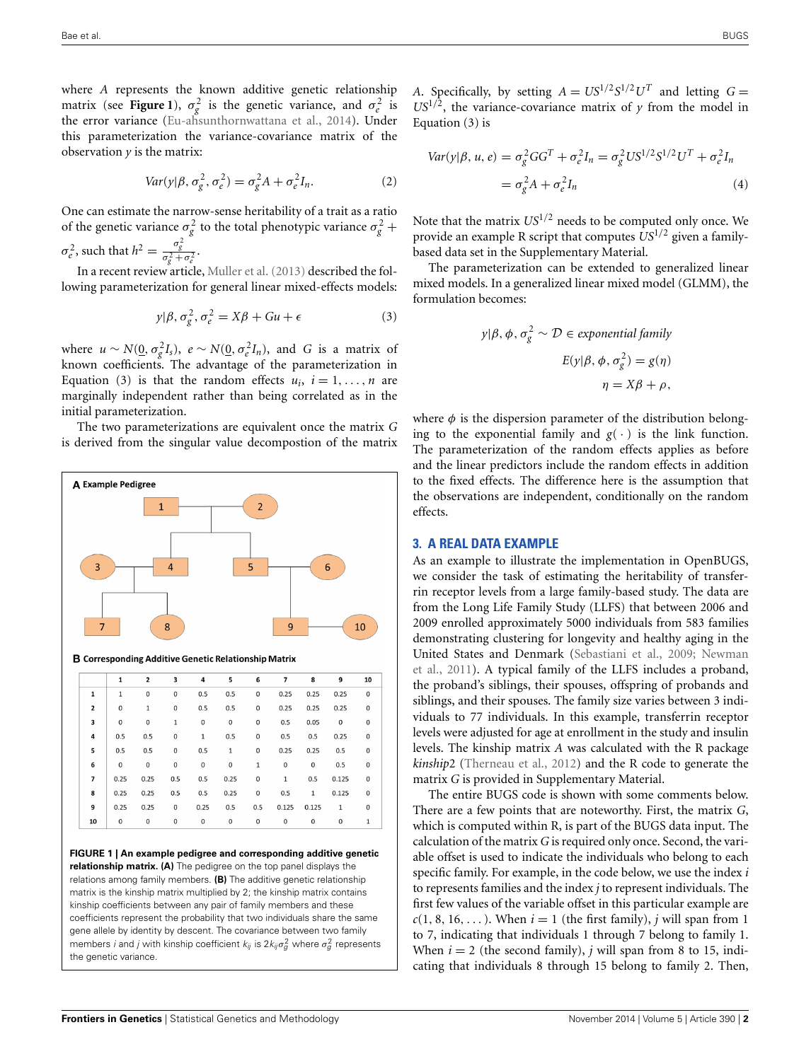where $A$ represents the known additive genetic relationship matrix (see **Figure 1**), $\sigma_g^2$ is the genetic variance, and $\sigma_e^2$ is the error variance (Eu-ahsunthornwattana et al., 2014). Under this parameterization the variance-covariance matrix of the observation $y$ is the matrix:

$$Var(y|\beta, \sigma_g^2, \sigma_e^2) = \sigma_g^2 A + \sigma_e^2 I_n. \tag{2}$$

One can estimate the narrow-sense heritability of a trait as a ratio of the genetic variance $\sigma_g^2$ to the total phenotypic variance $\sigma_g^2 + \sigma_e^2$, such that $h^2 = \frac{\sigma_g^2}{\sigma_g^2 + \sigma_e^2}$.

In a recent review article, Muller et al. (2013) described the following parameterization for general linear mixed-effects models:

$$y|\beta, \sigma_g^2, \sigma_e^2 = X\beta + Gu + \epsilon \tag{3}$$

where $u \sim N(\underline{0}, \sigma_g^2 I_s)$, $e \sim N(\underline{0}, \sigma_e^2 I_n)$, and $G$ is a matrix of known coefficients. The advantage of the parameterization in Equation (3) is that the random effects $u_i$, $i = 1, \ldots, n$ are marginally independent rather than being correlated as in the initial parameterization.

The two parameterizations are equivalent once the matrix $G$ is derived from the singular value decompostion of the matrix $A$. Specifically, by setting $A = US^{1/2}S^{1/2}U^T$ and letting $G = US^{1/2}$, the variance-covariance matrix of $y$ from the model in Equation (3) is

$$\begin{aligned} Var(y|\beta, u, e) &= \sigma_g^2 GG^T + \sigma_e^2 I_n = \sigma_g^2 US^{1/2}S^{1/2}U^T + \sigma_e^2 I_n \\ &= \sigma_g^2 A + \sigma_e^2 I_n \end{aligned} \tag{4}$$

Note that the matrix $US^{1/2}$ needs to be computed only once. We provide an example R script that computes $US^{1/2}$ given a family-based data set in the Supplementary Material.

The parameterization can be extended to generalized linear mixed models. In a generalized linear mixed model (GLMM), the formulation becomes:

$$\begin{aligned} y|\beta, \phi, \sigma_g^2 &\sim \mathcal{D} \in \textit{exponential family} \\ E(y|\beta, \phi, \sigma_g^2) &= g(\eta) \\ \eta &= X\beta + \rho, \end{aligned}$$

where $\phi$ is the dispersion parameter of the distribution belonging to the exponential family and $g(\cdot)$ is the link function. The parameterization of the random effects applies as before and the linear predictors include the random effects in addition to the fixed effects. The difference here is the assumption that the observations are independent, conditionally on the random effects.

**A Example Pedigree**

**B Corresponding Additive Genetic Relationship Matrix**

| | 1 | 2 | 3 | 4 | 5 | 6 | 7 | 8 | 9 | 10 |
|---|---|---|---|---|---|---|---|---|---|---|
| **1** | 1 | 0 | 0 | 0.5 | 0.5 | 0 | 0.25 | 0.25 | 0.25 | 0 |
| **2** | 0 | 1 | 0 | 0.5 | 0.5 | 0 | 0.25 | 0.25 | 0.25 | 0 |
| **3** | 0 | 0 | 1 | 0 | 0 | 0 | 0.5 | 0.05 | 0 | 0 |
| **4** | 0.5 | 0.5 | 0 | 1 | 0.5 | 0 | 0.5 | 0.5 | 0.25 | 0 |
| **5** | 0.5 | 0.5 | 0 | 0.5 | 1 | 0 | 0.25 | 0.25 | 0.5 | 0 |
| **6** | 0 | 0 | 0 | 0 | 0 | 1 | 0 | 0 | 0.5 | 0 |
| **7** | 0.25 | 0.25 | 0.5 | 0.5 | 0.25 | 0 | 1 | 0.5 | 0.125 | 0 |
| **8** | 0.25 | 0.25 | 0.5 | 0.5 | 0.25 | 0 | 0.5 | 1 | 0.125 | 0 |
| **9** | 0.25 | 0.25 | 0 | 0.25 | 0.5 | 0.5 | 0.125 | 0.125 | 1 | 0 |
| **10** | 0 | 0 | 0 | 0 | 0 | 0 | 0 | 0 | 0 | 1 |

**FIGURE 1 | An example pedigree and corresponding additive genetic relationship matrix. (A)** The pedigree on the top panel displays the relations among family members. **(B)** The additive genetic relationship matrix is the kinship matrix multiplied by 2; the kinship matrix contains kinship coefficients between any pair of family members and these coefficients represent the probability that two individuals share the same gene allele by identity by descent. The covariance between two family members $i$ and $j$ with kinship coefficient $k_{ij}$ is $2k_{ij}\sigma_g^2$ where $\sigma_g^2$ represents the genetic variance.

## 3. A REAL DATA EXAMPLE

As an example to illustrate the implementation in OpenBUGS, we consider the task of estimating the heritability of transferrin receptor levels from a large family-based study. The data are from the Long Life Family Study (LLFS) that between 2006 and 2009 enrolled approximately 5000 individuals from 583 families demonstrating clustering for longevity and healthy aging in the United States and Denmark (Sebastiani et al., 2009; Newman et al., 2011). A typical family of the LLFS includes a proband, the proband's siblings, their spouses, offspring of probands and siblings, and their spouses. The family size varies between 3 individuals to 77 individuals. In this example, transferrin receptor levels were adjusted for age at enrollment in the study and insulin levels. The kinship matrix $A$ was calculated with the R package *kinship2* (Therneau et al., 2012) and the R code to generate the matrix $G$ is provided in Supplementary Material.

The entire BUGS code is shown with some comments below. There are a few points that are noteworthy. First, the matrix $G$, which is computed within R, is part of the BUGS data input. The calculation of the matrix $G$ is required only once. Second, the variable offset is used to indicate the individuals who belong to each specific family. For example, in the code below, we use the index $i$ to represents families and the index $j$ to represent individuals. The first few values of the variable offset in this particular example are $c(1, 8, 16, \ldots)$. When $i = 1$ (the first family), $j$ will span from 1 to 7, indicating that individuals 1 through 7 belong to family 1. When $i = 2$ (the second family), $j$ will span from 8 to 15, indicating that individuals 8 through 15 belong to family 2. Then,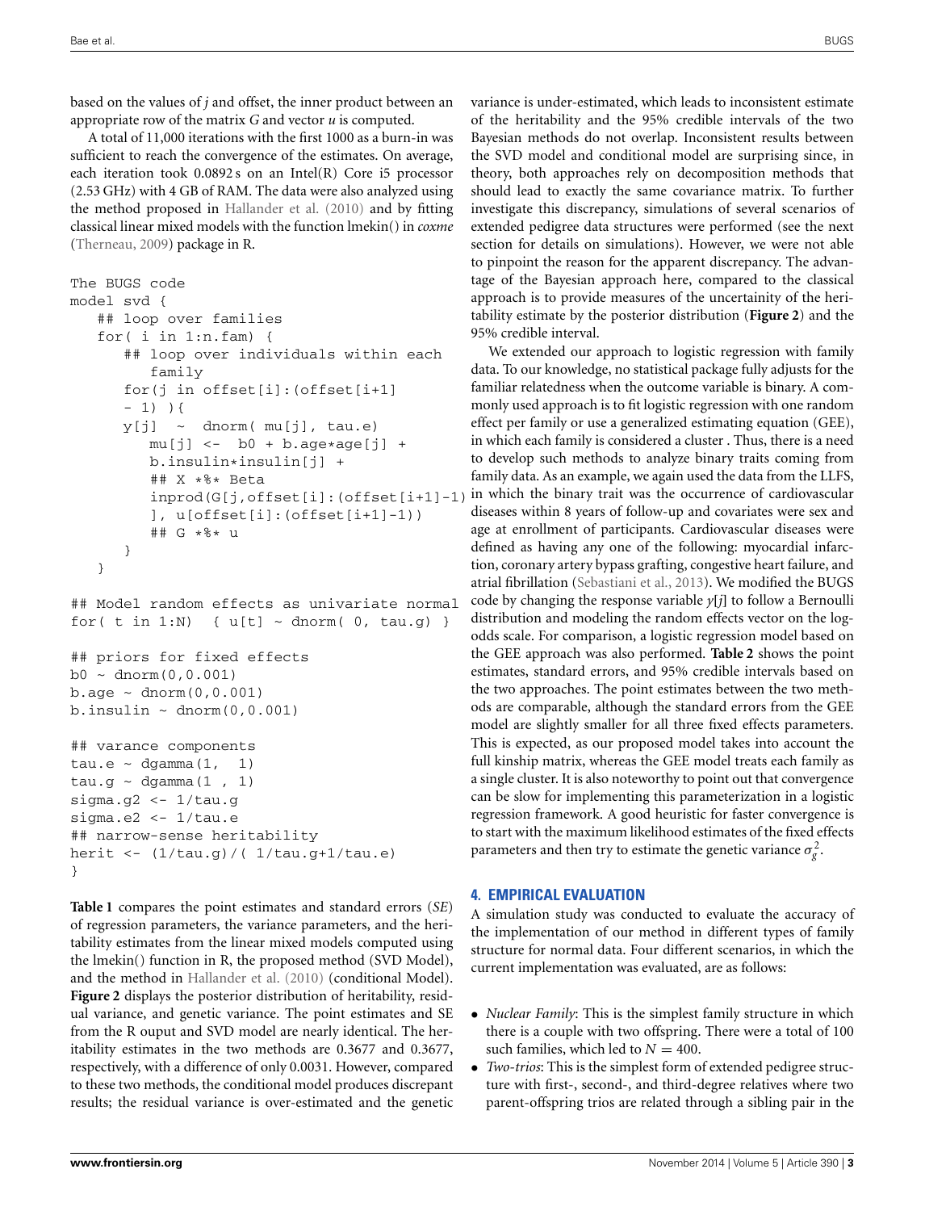based on the values of *j* and offset, the inner product between an appropriate row of the matrix *G* and vector *u* is computed.

A total of 11,000 iterations with the first 1000 as a burn-in was sufficient to reach the convergence of the estimates. On average, each iteration took 0.0892 s on an Intel(R) Core i5 processor (2.53 GHz) with 4 GB of RAM. The data were also analyzed using the method proposed in Hallander et al. (2010) and by fitting classical linear mixed models with the function lmekin() in *coxme* (Therneau, 2009) package in R.

```
The BUGS code
model svd {
   ## loop over families
   for( i in 1:n.fam) {
      ## loop over individuals within each
         family
      for(j in offset[i]:(offset[i+1]
      - 1) ){
      y[j]  ~  dnorm( mu[j], tau.e)
         mu[j] <-  b0 + b.age*age[j] +
         b.insulin*insulin[j] +
         ## X *%* Beta
         inprod(G[j,offset[i]:(offset[i+1]-1)
         ], u[offset[i]:(offset[i+1]-1))
         ## G *%* u
      }
   }

## Model random effects as univariate normal
for( t in 1:N)  { u[t] ~ dnorm( 0, tau.g) }

## priors for fixed effects
b0 ~ dnorm(0,0.001)
b.age ~ dnorm(0,0.001)
b.insulin ~ dnorm(0,0.001)

## varance components
tau.e ~ dgamma(1,  1)
tau.g ~ dgamma(1 , 1)
sigma.g2 <- 1/tau.g
sigma.e2 <- 1/tau.e
## narrow-sense heritability
herit <- (1/tau.g)/( 1/tau.g+1/tau.e)
}
```

**Table 1** compares the point estimates and standard errors (*SE*) of regression parameters, the variance parameters, and the heritability estimates from the linear mixed models computed using the lmekin() function in R, the proposed method (SVD Model), and the method in Hallander et al. (2010) (conditional Model). **Figure 2** displays the posterior distribution of heritability, residual variance, and genetic variance. The point estimates and SE from the R ouput and SVD model are nearly identical. The heritability estimates in the two methods are 0.3677 and 0.3677, respectively, with a difference of only 0.0031. However, compared to these two methods, the conditional model produces discrepant results; the residual variance is over-estimated and the genetic variance is under-estimated, which leads to inconsistent estimate of the heritability and the 95% credible intervals of the two Bayesian methods do not overlap. Inconsistent results between the SVD model and conditional model are surprising since, in theory, both approaches rely on decomposition methods that should lead to exactly the same covariance matrix. To further investigate this discrepancy, simulations of several scenarios of extended pedigree data structures were performed (see the next section for details on simulations). However, we were not able to pinpoint the reason for the apparent discrepancy. The advantage of the Bayesian approach here, compared to the classical approach is to provide measures of the uncertainity of the heritability estimate by the posterior distribution (**Figure 2**) and the 95% credible interval.

We extended our approach to logistic regression with family data. To our knowledge, no statistical package fully adjusts for the familiar relatedness when the outcome variable is binary. A commonly used approach is to fit logistic regression with one random effect per family or use a generalized estimating equation (GEE), in which each family is considered a cluster . Thus, there is a need to develop such methods to analyze binary traits coming from family data. As an example, we again used the data from the LLFS, in which the binary trait was the occurrence of cardiovascular diseases within 8 years of follow-up and covariates were sex and age at enrollment of participants. Cardiovascular diseases were defined as having any one of the following: myocardial infarction, coronary artery bypass grafting, congestive heart failure, and atrial fibrillation (Sebastiani et al., 2013). We modified the BUGS code by changing the response variable *y*[*j*] to follow a Bernoulli distribution and modeling the random effects vector on the log-odds scale. For comparison, a logistic regression model based on the GEE approach was also performed. **Table 2** shows the point estimates, standard errors, and 95% credible intervals based on the two approaches. The point estimates between the two methods are comparable, although the standard errors from the GEE model are slightly smaller for all three fixed effects parameters. This is expected, as our proposed model takes into account the full kinship matrix, whereas the GEE model treats each family as a single cluster. It is also noteworthy to point out that convergence can be slow for implementing this parameterization in a logistic regression framework. A good heuristic for faster convergence is to start with the maximum likelihood estimates of the fixed effects parameters and then try to estimate the genetic variance $\sigma_g^2$.

## 4. EMPIRICAL EVALUATION

A simulation study was conducted to evaluate the accuracy of the implementation of our method in different types of family structure for normal data. Four different scenarios, in which the current implementation was evaluated, are as follows:

- *Nuclear Family*: This is the simplest family structure in which there is a couple with two offspring. There were a total of 100 such families, which led to $N = 400$.
- *Two-trios*: This is the simplest form of extended pedigree structure with first-, second-, and third-degree relatives where two parent-offspring trios are related through a sibling pair in the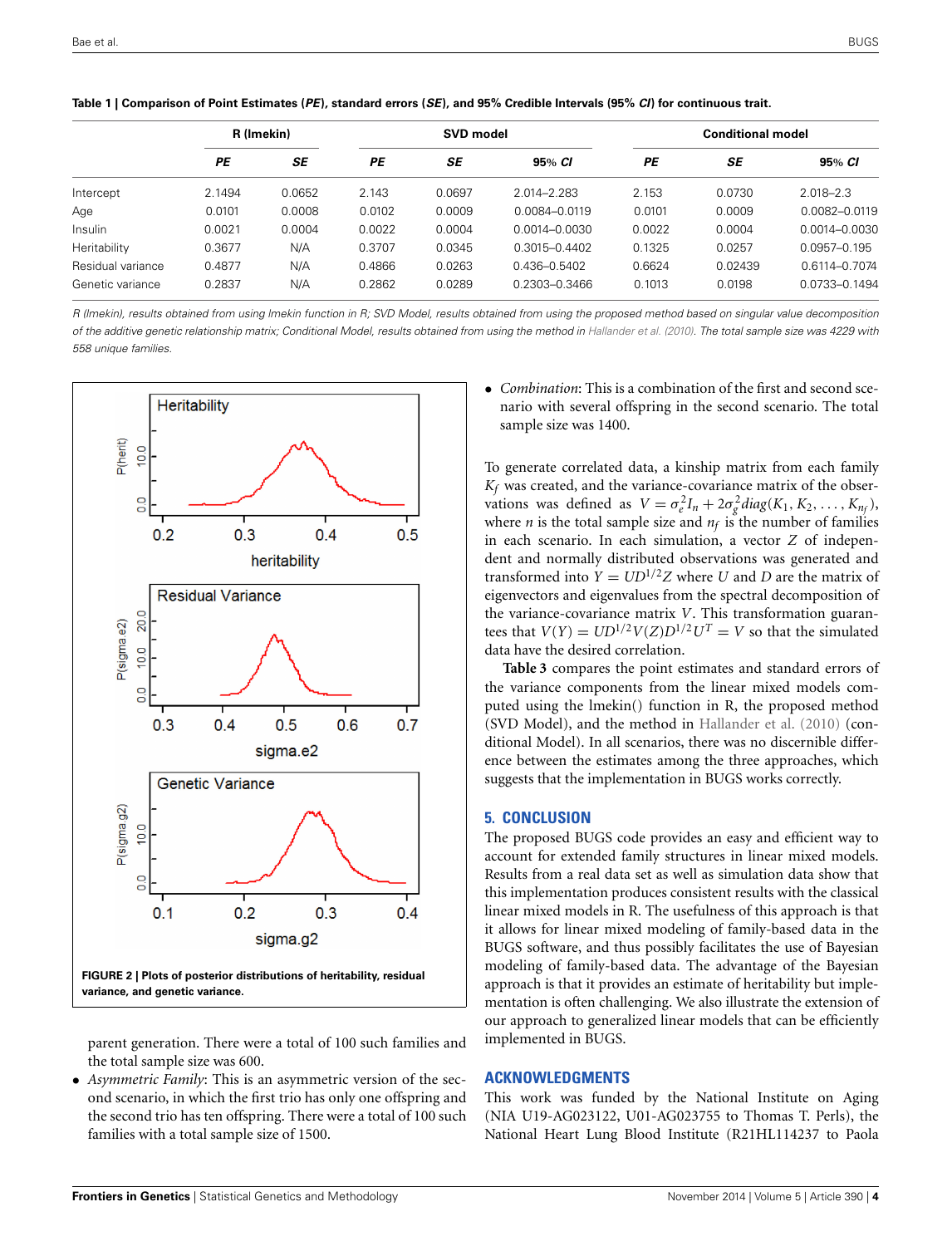**Table 1 | Comparison of Point Estimates (*PE*), standard errors (*SE*), and 95% Credible Intervals (95% *CI*) for continuous trait.**

| | R (lmekin) | | SVD model | | | Conditional model | | |
|---|---|---|---|---|---|---|---|---|
| | *PE* | *SE* | *PE* | *SE* | 95% *CI* | *PE* | *SE* | 95% *CI* |
| Intercept | 2.1494 | 0.0652 | 2.143 | 0.0697 | 2.014–2.283 | 2.153 | 0.0730 | 2.018–2.3 |
| Age | 0.0101 | 0.0008 | 0.0102 | 0.0009 | 0.0084–0.0119 | 0.0101 | 0.0009 | 0.0082–0.0119 |
| Insulin | 0.0021 | 0.0004 | 0.0022 | 0.0004 | 0.0014–0.0030 | 0.0022 | 0.0004 | 0.0014–0.0030 |
| Heritability | 0.3677 | N/A | 0.3707 | 0.0345 | 0.3015–0.4402 | 0.1325 | 0.0257 | 0.0957–0.195 |
| Residual variance | 0.4877 | N/A | 0.4866 | 0.0263 | 0.436–0.5402 | 0.6624 | 0.02439 | 0.6114–0.7074 |
| Genetic variance | 0.2837 | N/A | 0.2862 | 0.0289 | 0.2303–0.3466 | 0.1013 | 0.0198 | 0.0733–0.1494 |

*R (lmekin), results obtained from using lmekin function in R; SVD Model, results obtained from using the proposed method based on singular value decomposition of the additive genetic relationship matrix; Conditional Model, results obtained from using the method in Hallander et al. (2010). The total sample size was 4229 with 558 unique families.*

**FIGURE 2 | Plots of posterior distributions of heritability, residual variance, and genetic variance.**

parent generation. There were a total of 100 such families and the total sample size was 600.

- *Asymmetric Family*: This is an asymmetric version of the second scenario, in which the first trio has only one offspring and the second trio has ten offspring. There were a total of 100 such families with a total sample size of 1500.
- *Combination*: This is a combination of the first and second scenario with several offspring in the second scenario. The total sample size was 1400.

To generate correlated data, a kinship matrix from each family $K_f$ was created, and the variance-covariance matrix of the observations was defined as $V = \sigma_e^2 I_n + 2\sigma_g^2 diag(K_1, K_2, \ldots, K_{n_f})$, where $n$ is the total sample size and $n_f$ is the number of families in each scenario. In each simulation, a vector $Z$ of independent and normally distributed observations was generated and transformed into $Y = UD^{1/2}Z$ where $U$ and $D$ are the matrix of eigenvectors and eigenvalues from the spectral decomposition of the variance-covariance matrix $V$. This transformation guarantees that $V(Y) = UD^{1/2}V(Z)D^{1/2}U^T = V$ so that the simulated data have the desired correlation.

**Table 3** compares the point estimates and standard errors of the variance components from the linear mixed models computed using the lmekin() function in R, the proposed method (SVD Model), and the method in Hallander et al. (2010) (conditional Model). In all scenarios, there was no discernible difference between the estimates among the three approaches, which suggests that the implementation in BUGS works correctly.

## 5. CONCLUSION

The proposed BUGS code provides an easy and efficient way to account for extended family structures in linear mixed models. Results from a real data set as well as simulation data show that this implementation produces consistent results with the classical linear mixed models in R. The usefulness of this approach is that it allows for linear mixed modeling of family-based data in the BUGS software, and thus possibly facilitates the use of Bayesian modeling of family-based data. The advantage of the Bayesian approach is that it provides an estimate of heritability but implementation is often challenging. We also illustrate the extension of our approach to generalized linear models that can be efficiently implemented in BUGS.

## ACKNOWLEDGMENTS

This work was funded by the National Institute on Aging (NIA U19-AG023122, U01-AG023755 to Thomas T. Perls), the National Heart Lung Blood Institute (R21HL114237 to Paola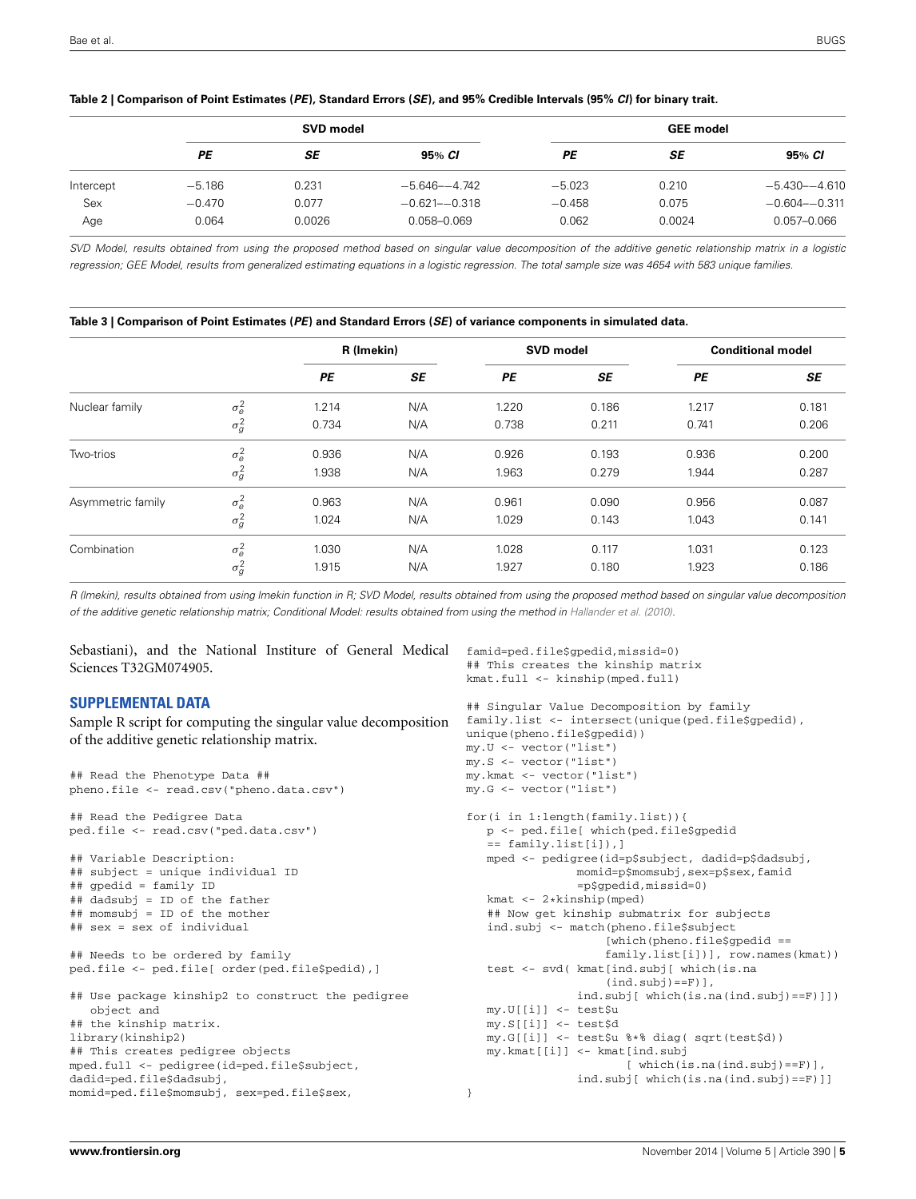**Table 2 | Comparison of Point Estimates (*PE*), Standard Errors (*SE*), and 95% Credible Intervals (95% *CI*) for binary trait.**

| | SVD model | | | GEE model | | |
|---|---|---|---|---|---|---|
| | ***PE*** | ***SE*** | **95% *CI*** | ***PE*** | ***SE*** | **95% *CI*** |
| Intercept | −5.186 | 0.231 | −5.646–−4.742 | −5.023 | 0.210 | −5.430–−4.610 |
| Sex | −0.470 | 0.077 | −0.621–−0.318 | −0.458 | 0.075 | −0.604–−0.311 |
| Age | 0.064 | 0.0026 | 0.058–0.069 | 0.062 | 0.0024 | 0.057–0.066 |

*SVD Model, results obtained from using the proposed method based on singular value decomposition of the additive genetic relationship matrix in a logistic regression; GEE Model, results from generalized estimating equations in a logistic regression. The total sample size was 4654 with 583 unique families.*

**Table 3 | Comparison of Point Estimates (*PE*) and Standard Errors (*SE*) of variance components in simulated data.**

| | | R (lmekin) | | SVD model | | Conditional model | |
|---|---|---|---|---|---|---|---|
| | | ***PE*** | ***SE*** | ***PE*** | ***SE*** | ***PE*** | ***SE*** |
| Nuclear family | $\sigma_e^2$ | 1.214 | N/A | 1.220 | 0.186 | 1.217 | 0.181 |
| | $\sigma_g^2$ | 0.734 | N/A | 0.738 | 0.211 | 0.741 | 0.206 |
| Two-trios | $\sigma_e^2$ | 0.936 | N/A | 0.926 | 0.193 | 0.936 | 0.200 |
| | $\sigma_g^2$ | 1.938 | N/A | 1.963 | 0.279 | 1.944 | 0.287 |
| Asymmetric family | $\sigma_e^2$ | 0.963 | N/A | 0.961 | 0.090 | 0.956 | 0.087 |
| | $\sigma_g^2$ | 1.024 | N/A | 1.029 | 0.143 | 1.043 | 0.141 |
| Combination | $\sigma_e^2$ | 1.030 | N/A | 1.028 | 0.117 | 1.031 | 0.123 |
| | $\sigma_g^2$ | 1.915 | N/A | 1.927 | 0.180 | 1.923 | 0.186 |

*R (lmekin), results obtained from using lmekin function in R; SVD Model, results obtained from using the proposed method based on singular value decomposition of the additive genetic relationship matrix; Conditional Model: results obtained from using the method in Hallander et al. (2010).*

Sebastiani), and the National Institute of General Medical Sciences T32GM074905.

## SUPPLEMENTAL DATA

Sample R script for computing the singular value decomposition of the additive genetic relationship matrix.

```
## Read the Phenotype Data ##
pheno.file <- read.csv("pheno.data.csv")

## Read the Pedigree Data
ped.file <- read.csv("ped.data.csv")

## Variable Description:
## subject = unique individual ID
## gpedid = family ID
## dadsubj = ID of the father
## momsubj = ID of the mother
## sex = sex of individual

## Needs to be ordered by family
ped.file <- ped.file[ order(ped.file$pedid),]

## Use package kinship2 to construct the pedigree
   object and
## the kinship matrix.
library(kinship2)
## This creates pedigree objects
mped.full <- pedigree(id=ped.file$subject,
dadid=ped.file$dadsubj,
momid=ped.file$momsubj, sex=ped.file$sex,
famid=ped.file$gpedid,missid=0)
## This creates the kinship matrix
kmat.full <- kinship(mped.full)

## Singular Value Decomposition by family
family.list <- intersect(unique(ped.file$gpedid),
unique(pheno.file$gpedid))
my.U <- vector("list")
my.S <- vector("list")
my.kmat <- vector("list")
my.G <- vector("list")

for(i in 1:length(family.list)){
   p <- ped.file[ which(ped.file$gpedid
   == family.list[i]),]
   mped <- pedigree(id=p$subject, dadid=p$dadsubj,
               momid=p$momsubj,sex=p$sex,famid
               =p$gpedid,missid=0)
   kmat <- 2*kinship(mped)
   ## Now get kinship submatrix for subjects
   ind.subj <- match(pheno.file$subject
                    [which(pheno.file$gpedid ==
                    family.list[i])], row.names(kmat))
   test <- svd( kmat[ind.subj[ which(is.na
                    (ind.subj)==F)],
               ind.subj[ which(is.na(ind.subj)==F)]])
   my.U[[i]] <- test$u
   my.S[[i]] <- test$d
   my.G[[i]] <- test$u %*% diag( sqrt(test$d))
   my.kmat[[i]] <- kmat[ind.subj
                       [ which(is.na(ind.subj)==F)],
               ind.subj[ which(is.na(ind.subj)==F)]]
}
```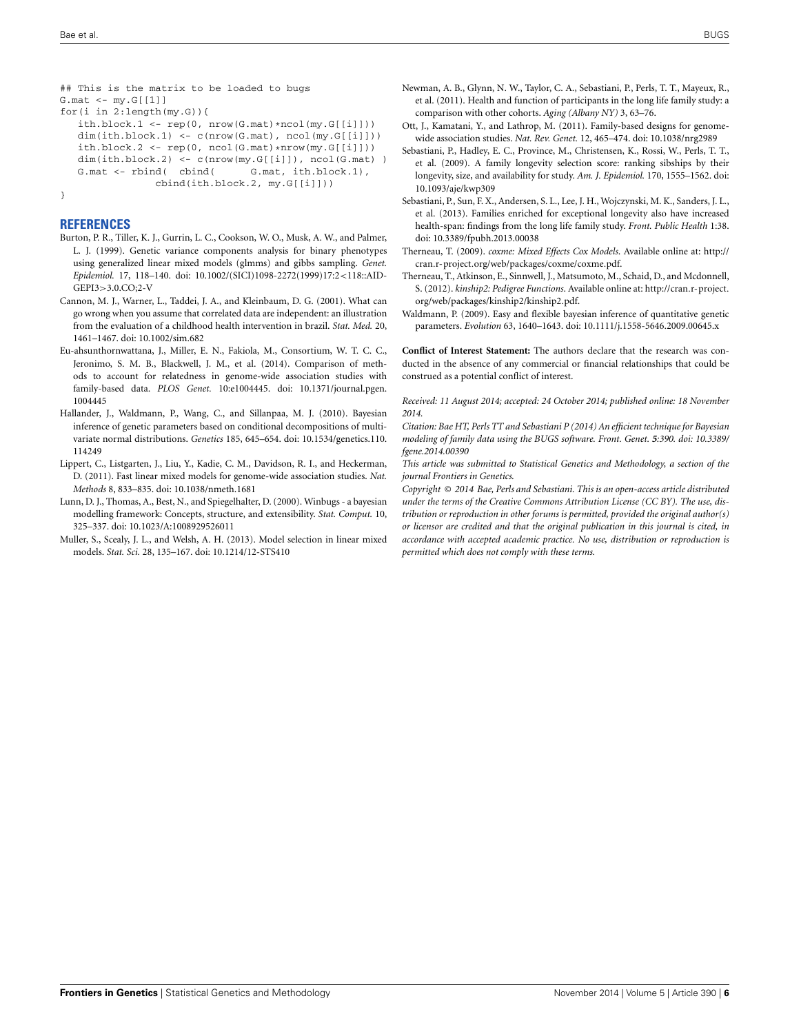```
## This is the matrix to be loaded to bugs
G.mat <- my.G[[1]]
for(i in 2:length(my.G)){
   ith.block.1 <- rep(0, nrow(G.mat)*ncol(my.G[[i]]))
   dim(ith.block.1) <- c(nrow(G.mat), ncol(my.G[[i]]))
   ith.block.2 <- rep(0, ncol(G.mat)*nrow(my.G[[i]]))
   dim(ith.block.2) <- c(nrow(my.G[[i]]), ncol(G.mat) )
   G.mat <- rbind( cbind(      G.mat, ith.block.1),
                cbind(ith.block.2, my.G[[i]]))
}
```

## REFERENCES

Burton, P. R., Tiller, K. J., Gurrin, L. C., Cookson, W. O., Musk, A. W., and Palmer, L. J. (1999). Genetic variance components analysis for binary phenotypes using generalized linear mixed models (glmms) and gibbs sampling. *Genet. Epidemiol.* 17, 118–140. doi: 10.1002/(SICI)1098-2272(1999)17:2<118::AID-GEPI3>3.0.CO;2-V

Cannon, M. J., Warner, L., Taddei, J. A., and Kleinbaum, D. G. (2001). What can go wrong when you assume that correlated data are independent: an illustration from the evaluation of a childhood health intervention in brazil. *Stat. Med.* 20, 1461–1467. doi: 10.1002/sim.682

Eu-ahsunthornwattana, J., Miller, E. N., Fakiola, M., Consortium, W. T. C. C., Jeronimo, S. M. B., Blackwell, J. M., et al. (2014). Comparison of methods to account for relatedness in genome-wide association studies with family-based data. *PLOS Genet.* 10:e1004445. doi: 10.1371/journal.pgen.1004445

Hallander, J., Waldmann, P., Wang, C., and Sillanpaa, M. J. (2010). Bayesian inference of genetic parameters based on conditional decompositions of multivariate normal distributions. *Genetics* 185, 645–654. doi: 10.1534/genetics.110.114249

Lippert, C., Listgarten, J., Liu, Y., Kadie, C. M., Davidson, R. I., and Heckerman, D. (2011). Fast linear mixed models for genome-wide association studies. *Nat. Methods* 8, 833–835. doi: 10.1038/nmeth.1681

Lunn, D. J., Thomas, A., Best, N., and Spiegelhalter, D. (2000). Winbugs - a bayesian modelling framework: Concepts, structure, and extensibility. *Stat. Comput.* 10, 325–337. doi: 10.1023/A:1008929526011

Muller, S., Scealy, J. L., and Welsh, A. H. (2013). Model selection in linear mixed models. *Stat. Sci.* 28, 135–167. doi: 10.1214/12-STS410

Newman, A. B., Glynn, N. W., Taylor, C. A., Sebastiani, P., Perls, T. T., Mayeux, R., et al. (2011). Health and function of participants in the long life family study: a comparison with other cohorts. *Aging (Albany NY)* 3, 63–76.

Ott, J., Kamatani, Y., and Lathrop, M. (2011). Family-based designs for genome-wide association studies. *Nat. Rev. Genet.* 12, 465–474. doi: 10.1038/nrg2989

Sebastiani, P., Hadley, E. C., Province, M., Christensen, K., Rossi, W., Perls, T. T., et al. (2009). A family longevity selection score: ranking sibships by their longevity, size, and availability for study. *Am. J. Epidemiol.* 170, 1555–1562. doi: 10.1093/aje/kwp309

Sebastiani, P., Sun, F. X., Andersen, S. L., Lee, J. H., Wojczynski, M. K., Sanders, J. L., et al. (2013). Families enriched for exceptional longevity also have increased health-span: findings from the long life family study. *Front. Public Health* 1:38. doi: 10.3389/fpubh.2013.00038

Therneau, T. (2009). *coxme: Mixed Effects Cox Models*. Available online at: http://cran.r-project.org/web/packages/coxme/coxme.pdf.

Therneau, T., Atkinson, E., Sinnwell, J., Matsumoto, M., Schaid, D., and Mcdonnell, S. (2012). *kinship2: Pedigree Functions*. Available online at: http://cran.r-project.org/web/packages/kinship2/kinship2.pdf.

Waldmann, P. (2009). Easy and flexible bayesian inference of quantitative genetic parameters. *Evolution* 63, 1640–1643. doi: 10.1111/j.1558-5646.2009.00645.x

**Conflict of Interest Statement:** The authors declare that the research was conducted in the absence of any commercial or financial relationships that could be construed as a potential conflict of interest.

*Received: 11 August 2014; accepted: 24 October 2014; published online: 18 November 2014.*

*Citation: Bae HT, Perls TT and Sebastiani P (2014) An efficient technique for Bayesian modeling of family data using the BUGS software. Front. Genet.* ***5****:390. doi: 10.3389/fgene.2014.00390*

*This article was submitted to Statistical Genetics and Methodology, a section of the journal Frontiers in Genetics.*

*Copyright © 2014 Bae, Perls and Sebastiani. This is an open-access article distributed under the terms of the Creative Commons Attribution License (CC BY). The use, distribution or reproduction in other forums is permitted, provided the original author(s) or licensor are credited and that the original publication in this journal is cited, in accordance with accepted academic practice. No use, distribution or reproduction is permitted which does not comply with these terms.*